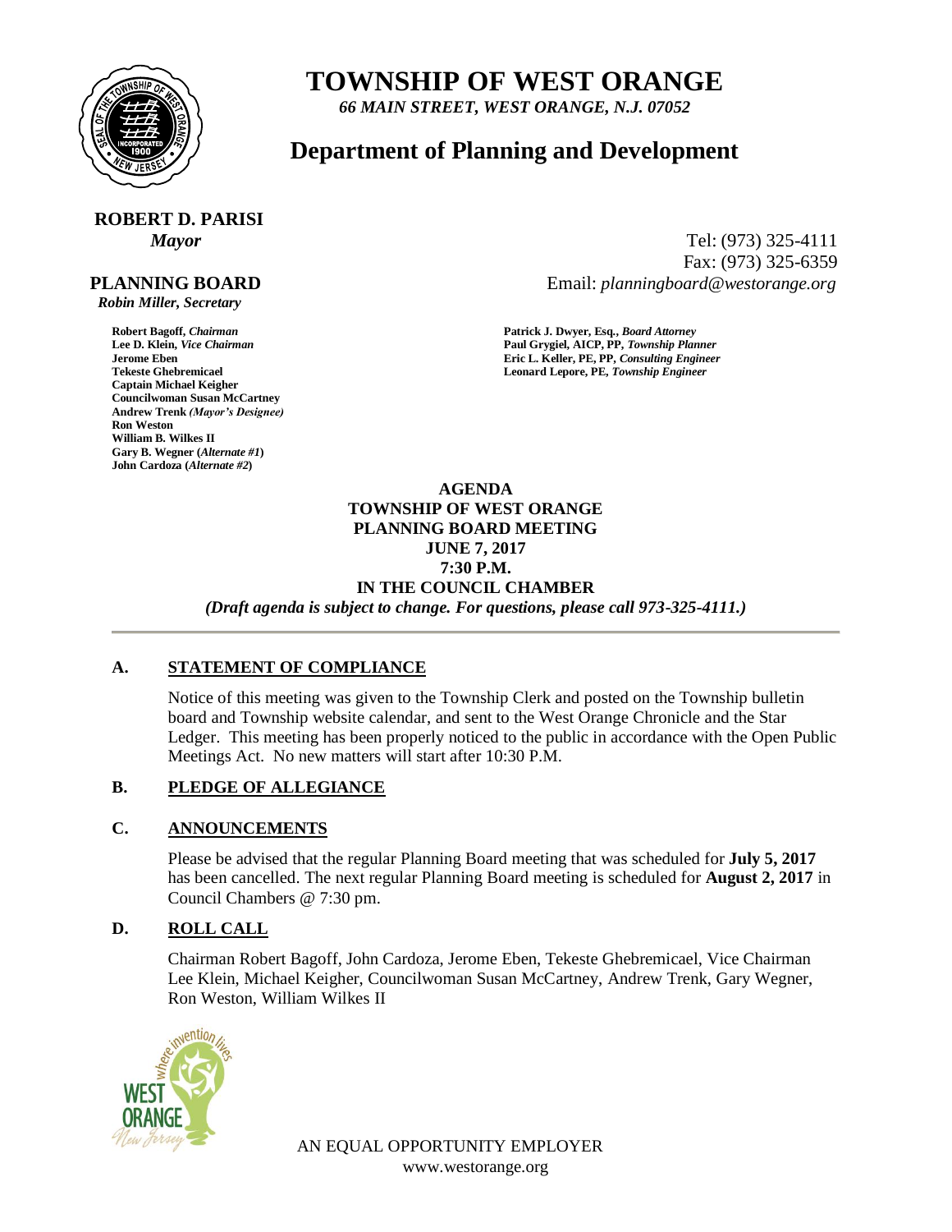# TOWNSHIP OF WEST ORANGE

*66 MAIN STREET, WEST ORANGE, N.J. 07052*

## Department of Planning and Development

**ROBERT D. PARISI**
*Mayor*

Tel: (973) 325-4111
Fax: (973) 325-6359
Email: *planningboard@westorange.org*

**PLANNING BOARD**
*Robin Miller, Secretary*

**Robert Bagoff,** ***Chairman***
**Lee D. Klein,** ***Vice Chairman***
**Jerome Eben**
**Tekeste Ghebremicael**
**Captain Michael Keigher**
**Councilwoman Susan McCartney**
**Andrew Trenk** ***(Mayor's Designee)***
**Ron Weston**
**William B. Wilkes II**
**Gary B. Wegner (*****Alternate #1*****)**
**John Cardoza (*****Alternate #2*****)**

**Patrick J. Dwyer, Esq.,** ***Board Attorney***
**Paul Grygiel, AICP, PP,** ***Township Planner***
**Eric L. Keller, PE, PP,** ***Consulting Engineer***
**Leonard Lepore, PE,** ***Township Engineer***

**AGENDA**
**TOWNSHIP OF WEST ORANGE**
**PLANNING BOARD MEETING**
**JUNE 7, 2017**
**7:30 P.M.**
**IN THE COUNCIL CHAMBER**
***(Draft agenda is subject to change. For questions, please call 973-325-4111.)***

---

### A. STATEMENT OF COMPLIANCE

Notice of this meeting was given to the Township Clerk and posted on the Township bulletin board and Township website calendar, and sent to the West Orange Chronicle and the Star Ledger. This meeting has been properly noticed to the public in accordance with the Open Public Meetings Act. No new matters will start after 10:30 P.M.

### B. PLEDGE OF ALLEGIANCE

### C. ANNOUNCEMENTS

Please be advised that the regular Planning Board meeting that was scheduled for **July 5, 2017** has been cancelled. The next regular Planning Board meeting is scheduled for **August 2, 2017** in Council Chambers @ 7:30 pm.

### D. ROLL CALL

Chairman Robert Bagoff, John Cardoza, Jerome Eben, Tekeste Ghebremicael, Vice Chairman Lee Klein, Michael Keigher, Councilwoman Susan McCartney, Andrew Trenk, Gary Wegner, Ron Weston, William Wilkes II

AN EQUAL OPPORTUNITY EMPLOYER
www.westorange.org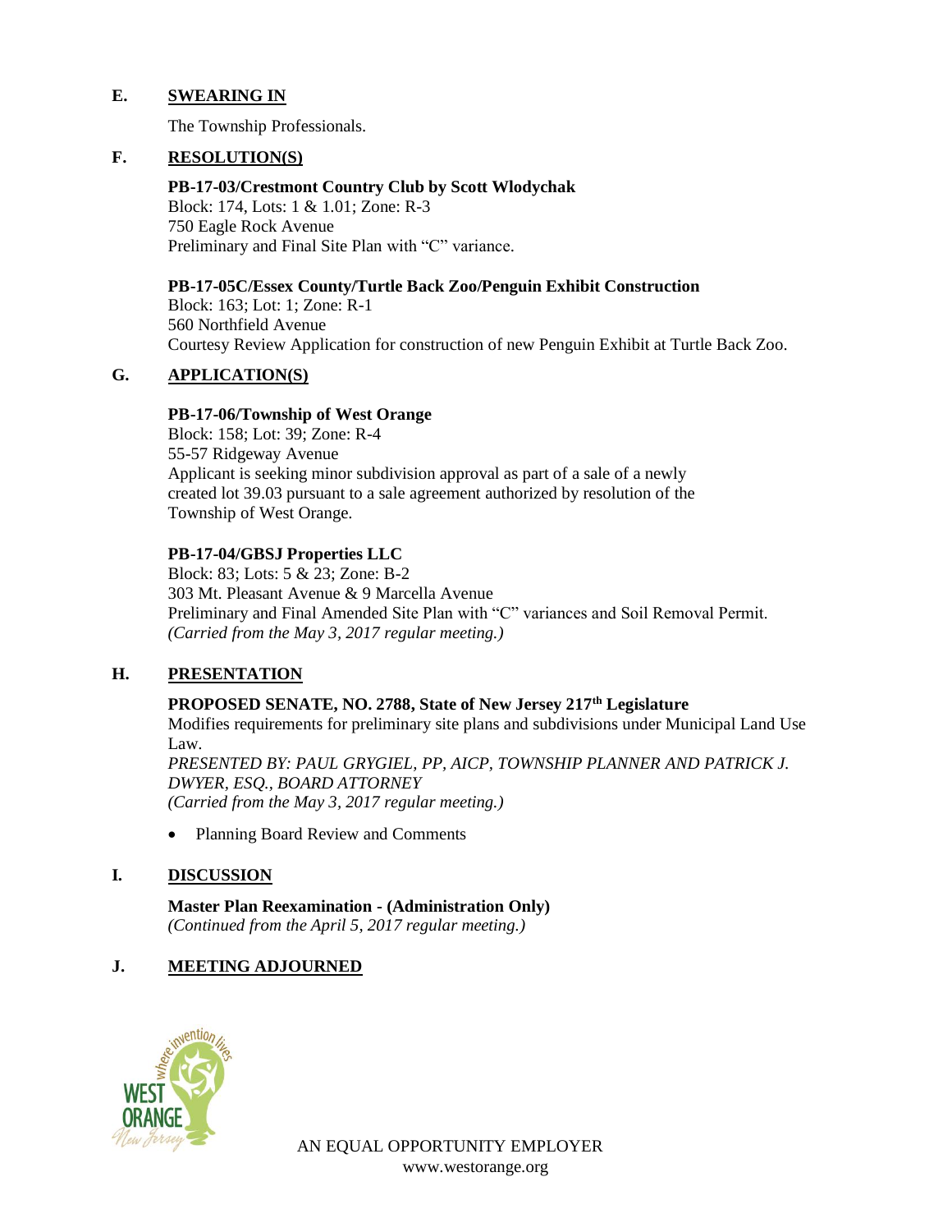## E. SWEARING IN

The Township Professionals.

## F. RESOLUTION(S)

**PB-17-03/Crestmont Country Club by Scott Wlodychak**
Block: 174, Lots: 1 & 1.01; Zone: R-3
750 Eagle Rock Avenue
Preliminary and Final Site Plan with "C" variance.

**PB-17-05C/Essex County/Turtle Back Zoo/Penguin Exhibit Construction**
Block: 163; Lot: 1; Zone: R-1
560 Northfield Avenue
Courtesy Review Application for construction of new Penguin Exhibit at Turtle Back Zoo.

## G. APPLICATION(S)

**PB-17-06/Township of West Orange**
Block: 158; Lot: 39; Zone: R-4
55-57 Ridgeway Avenue
Applicant is seeking minor subdivision approval as part of a sale of a newly created lot 39.03 pursuant to a sale agreement authorized by resolution of the Township of West Orange.

**PB-17-04/GBSJ Properties LLC**
Block: 83; Lots: 5 & 23; Zone: B-2
303 Mt. Pleasant Avenue & 9 Marcella Avenue
Preliminary and Final Amended Site Plan with "C" variances and Soil Removal Permit.
*(Carried from the May 3, 2017 regular meeting.)*

## H. PRESENTATION

**PROPOSED SENATE, NO. 2788, State of New Jersey 217th Legislature**
Modifies requirements for preliminary site plans and subdivisions under Municipal Land Use Law.
*PRESENTED BY: PAUL GRYGIEL, PP, AICP, TOWNSHIP PLANNER AND PATRICK J. DWYER, ESQ., BOARD ATTORNEY*
*(Carried from the May 3, 2017 regular meeting.)*

- Planning Board Review and Comments

## I. DISCUSSION

**Master Plan Reexamination - (Administration Only)**
*(Continued from the April 5, 2017 regular meeting.)*

## J. MEETING ADJOURNED

AN EQUAL OPPORTUNITY EMPLOYER
www.westorange.org